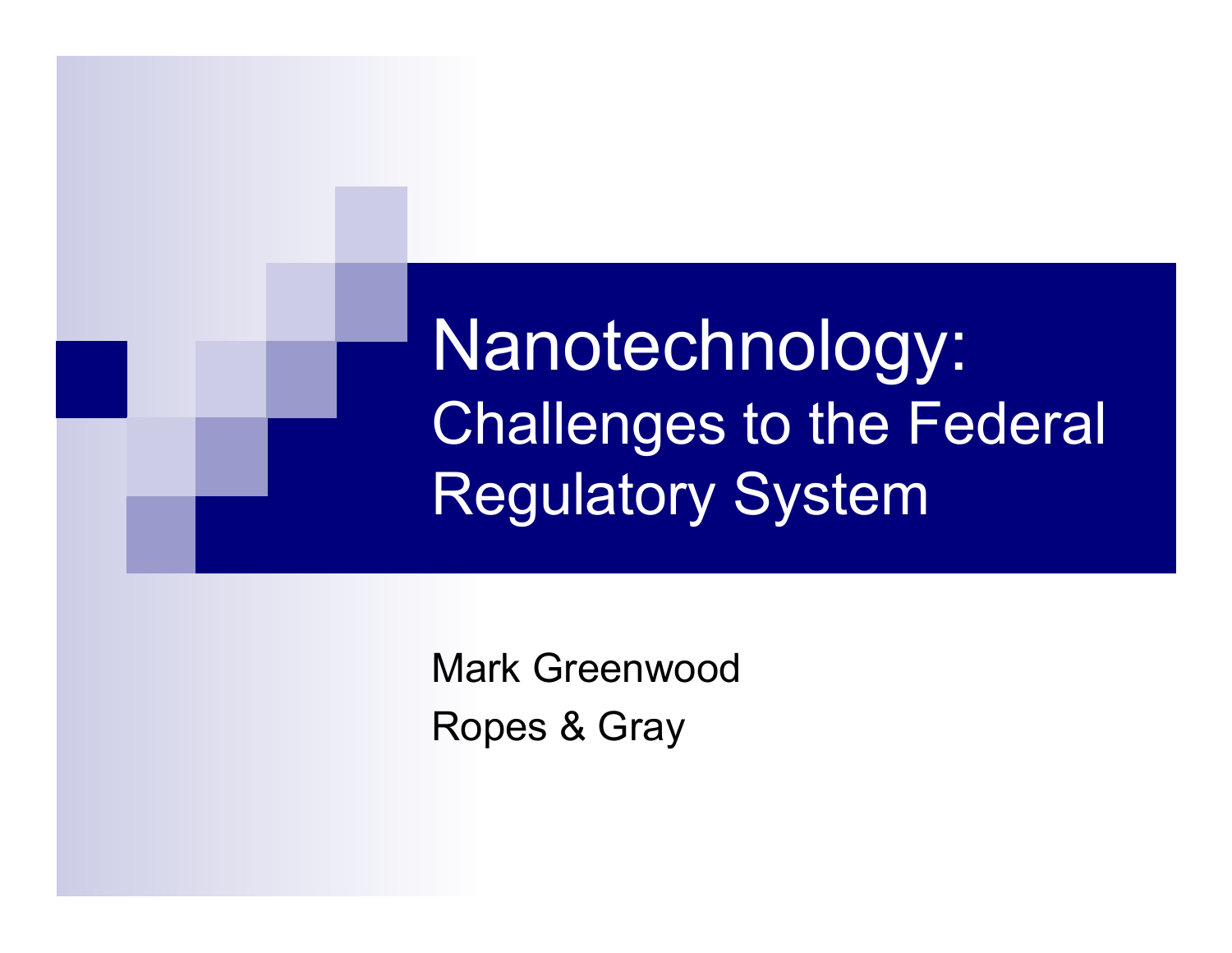# Nanotechnology:

## Challenges to the Federal Regulatory System

Mark Greenwood

Ropes & Gray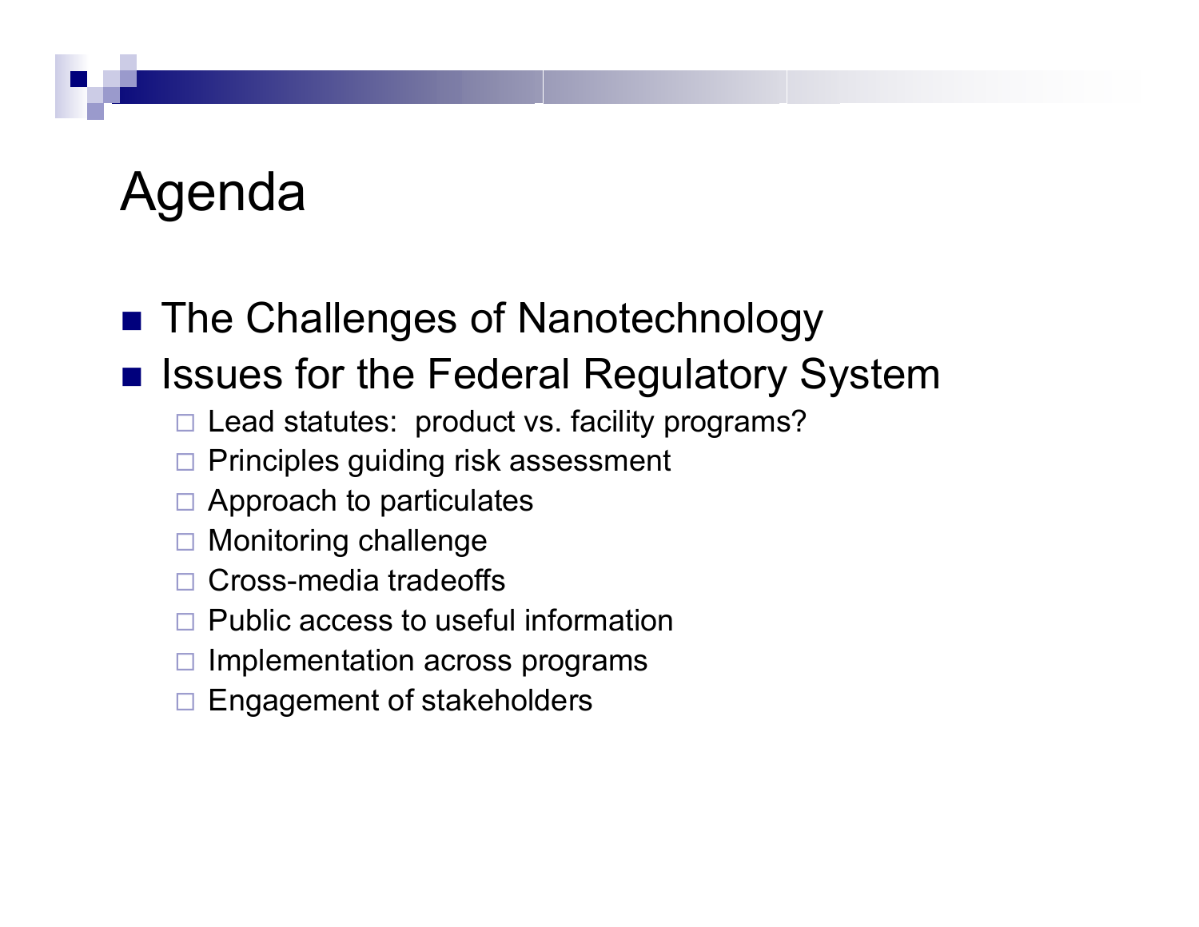# Agenda

- The Challenges of Nanotechnology
- Issues for the Federal Regulatory System
  - Lead statutes: product vs. facility programs?
  - Principles guiding risk assessment
  - Approach to particulates
  - Monitoring challenge
  - Cross-media tradeoffs
  - Public access to useful information
  - Implementation across programs
  - Engagement of stakeholders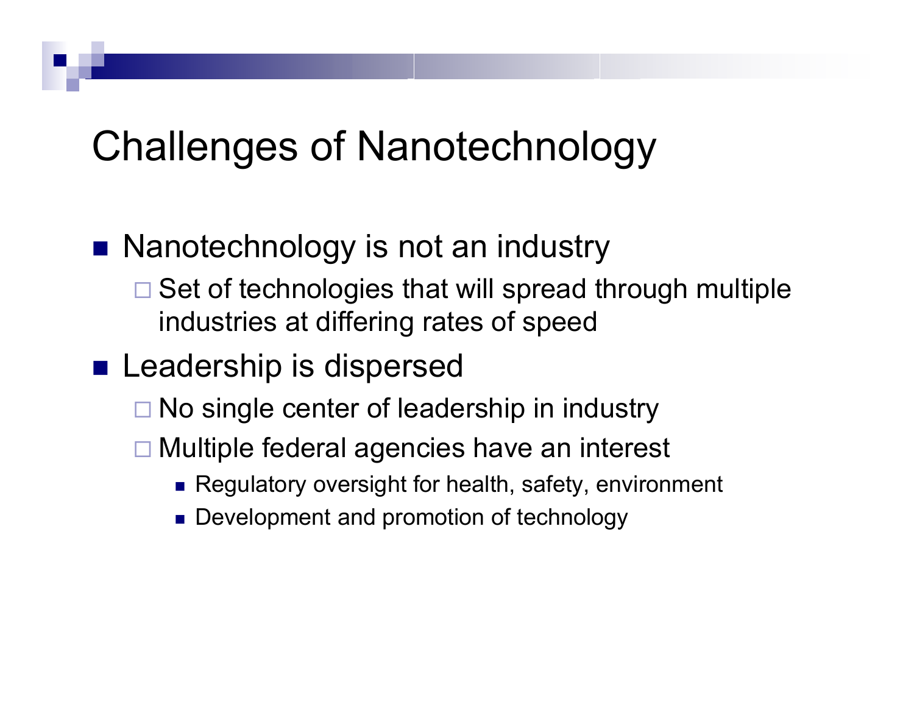# Challenges of Nanotechnology

- Nanotechnology is not an industry
  - Set of technologies that will spread through multiple industries at differing rates of speed
- Leadership is dispersed
  - No single center of leadership in industry
  - Multiple federal agencies have an interest
    - Regulatory oversight for health, safety, environment
    - Development and promotion of technology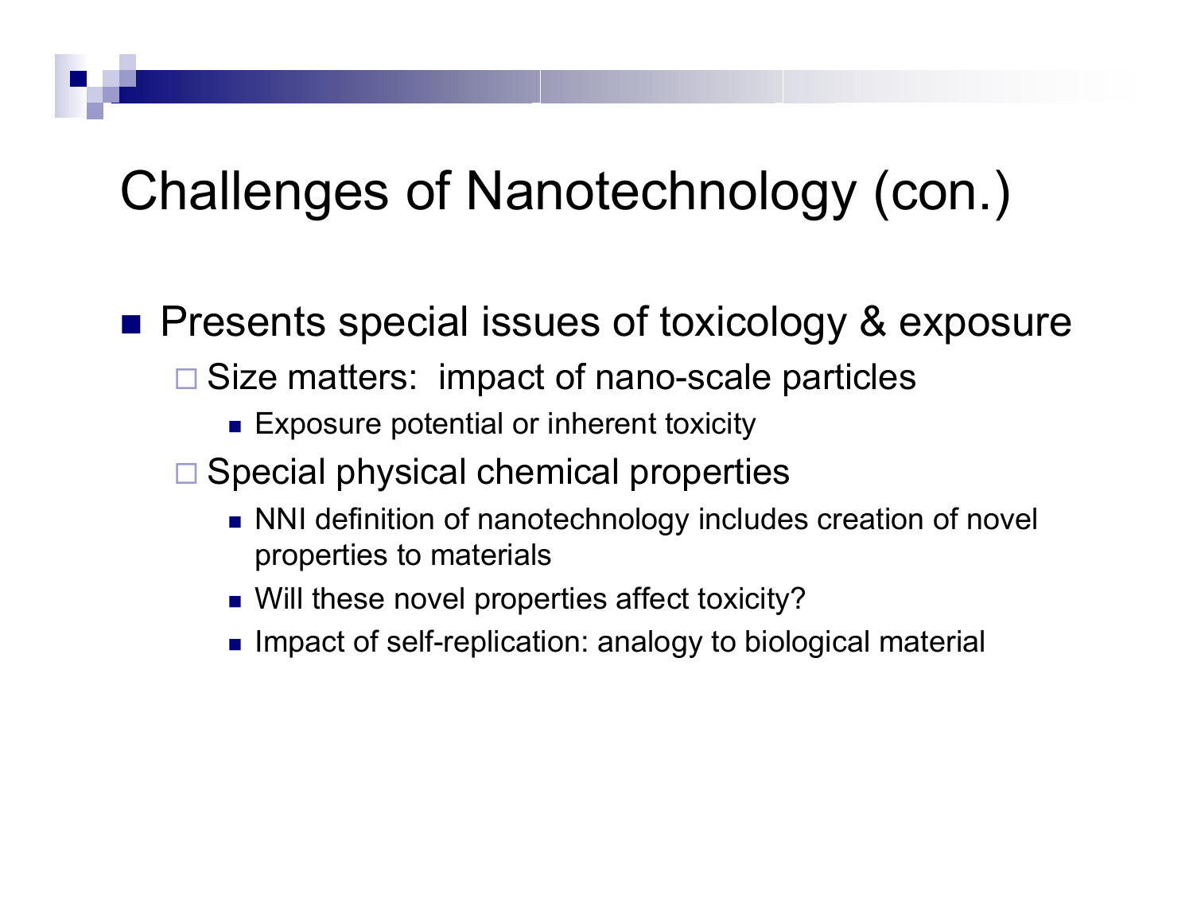# Challenges of Nanotechnology (con.)

- Presents special issues of toxicology & exposure
  - Size matters: impact of nano-scale particles
    - Exposure potential or inherent toxicity
  - Special physical chemical properties
    - NNI definition of nanotechnology includes creation of novel properties to materials
    - Will these novel properties affect toxicity?
    - Impact of self-replication: analogy to biological material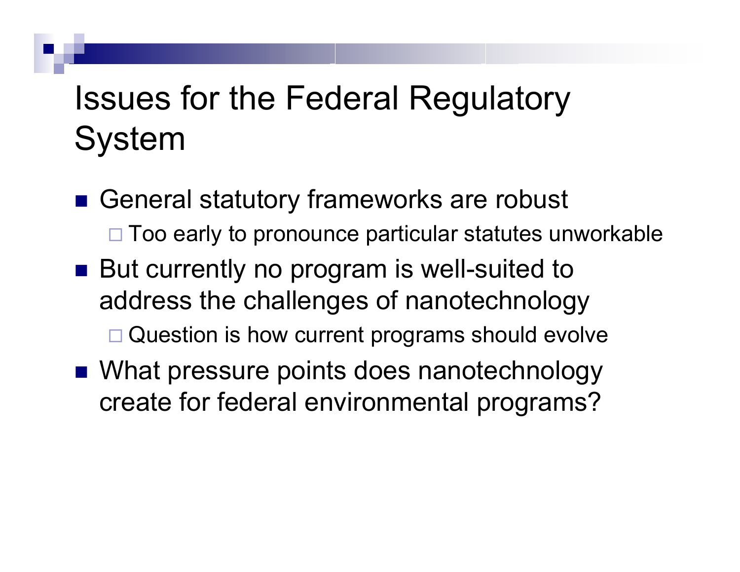# Issues for the Federal Regulatory System

- General statutory frameworks are robust
  - Too early to pronounce particular statutes unworkable
- But currently no program is well-suited to address the challenges of nanotechnology
  - Question is how current programs should evolve
- What pressure points does nanotechnology create for federal environmental programs?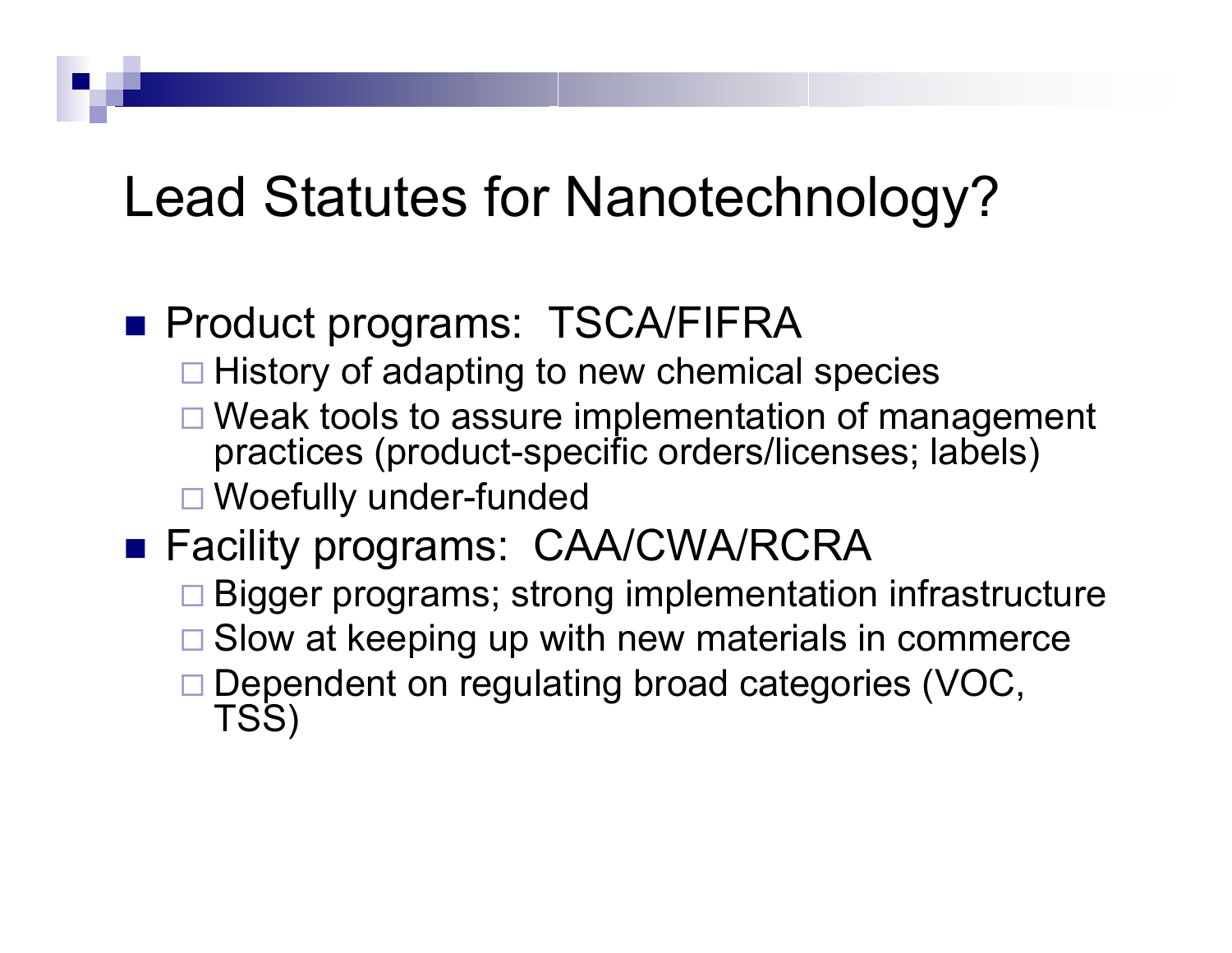# Lead Statutes for Nanotechnology?

- Product programs: TSCA/FIFRA
  - History of adapting to new chemical species
  - Weak tools to assure implementation of management practices (product-specific orders/licenses; labels)
  - Woefully under-funded
- Facility programs: CAA/CWA/RCRA
  - Bigger programs; strong implementation infrastructure
  - Slow at keeping up with new materials in commerce
  - Dependent on regulating broad categories (VOC, TSS)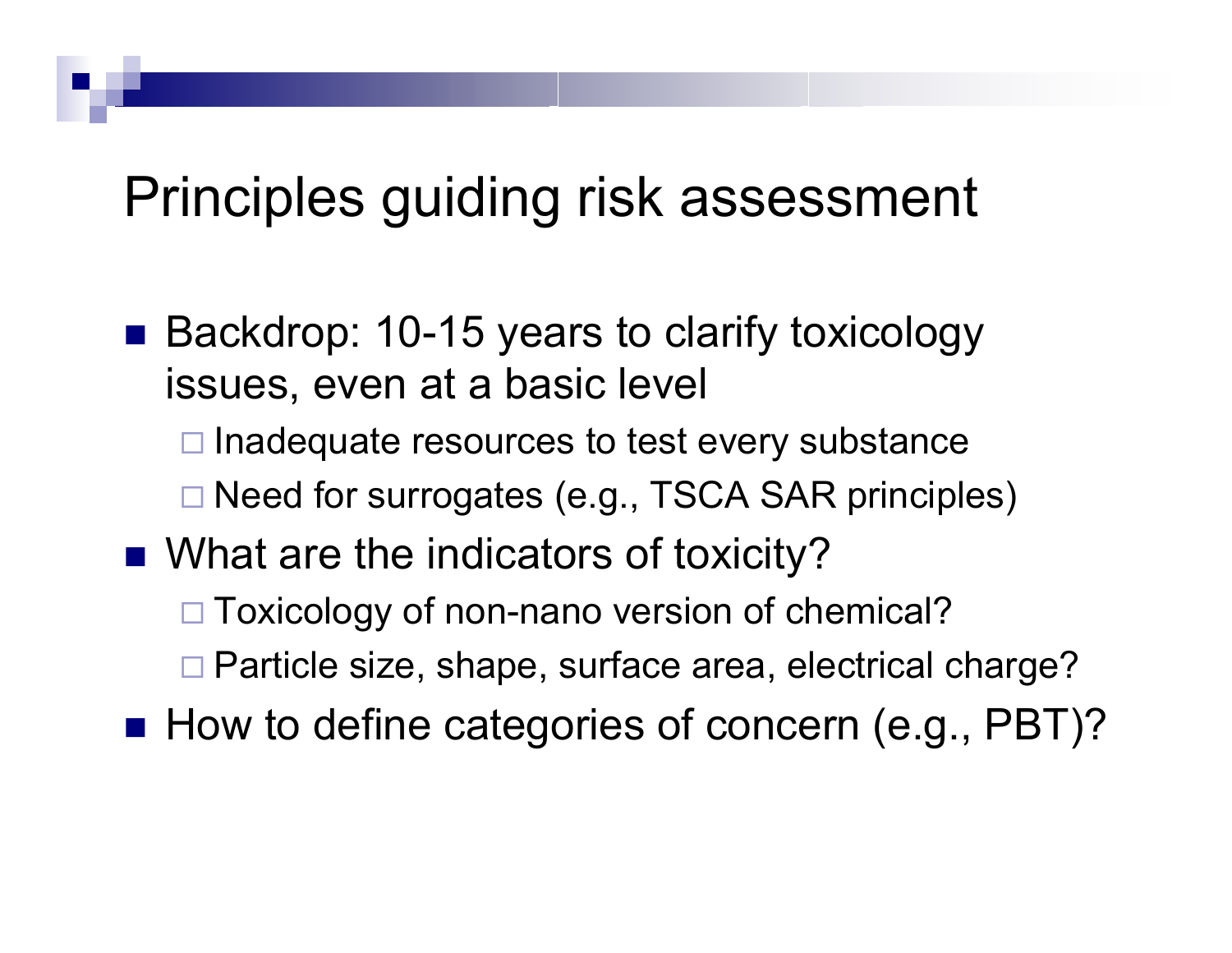# Principles guiding risk assessment

- Backdrop: 10-15 years to clarify toxicology issues, even at a basic level
  - Inadequate resources to test every substance
  - Need for surrogates (e.g., TSCA SAR principles)
- What are the indicators of toxicity?
  - Toxicology of non-nano version of chemical?
  - Particle size, shape, surface area, electrical charge?
- How to define categories of concern (e.g., PBT)?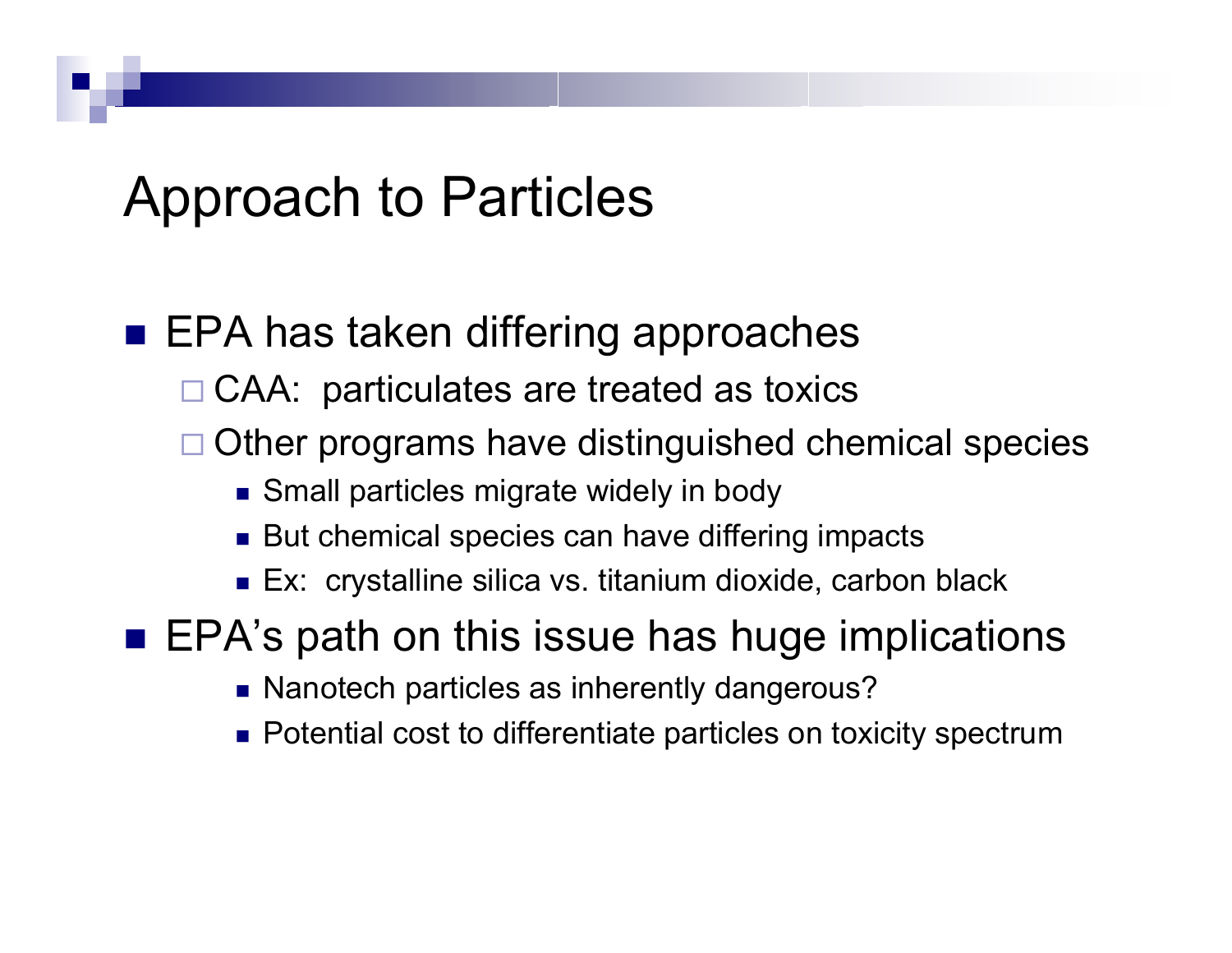# Approach to Particles

- EPA has taken differing approaches
  - CAA: particulates are treated as toxics
  - Other programs have distinguished chemical species
    - Small particles migrate widely in body
    - But chemical species can have differing impacts
    - Ex: crystalline silica vs. titanium dioxide, carbon black
- EPA's path on this issue has huge implications
    - Nanotech particles as inherently dangerous?
    - Potential cost to differentiate particles on toxicity spectrum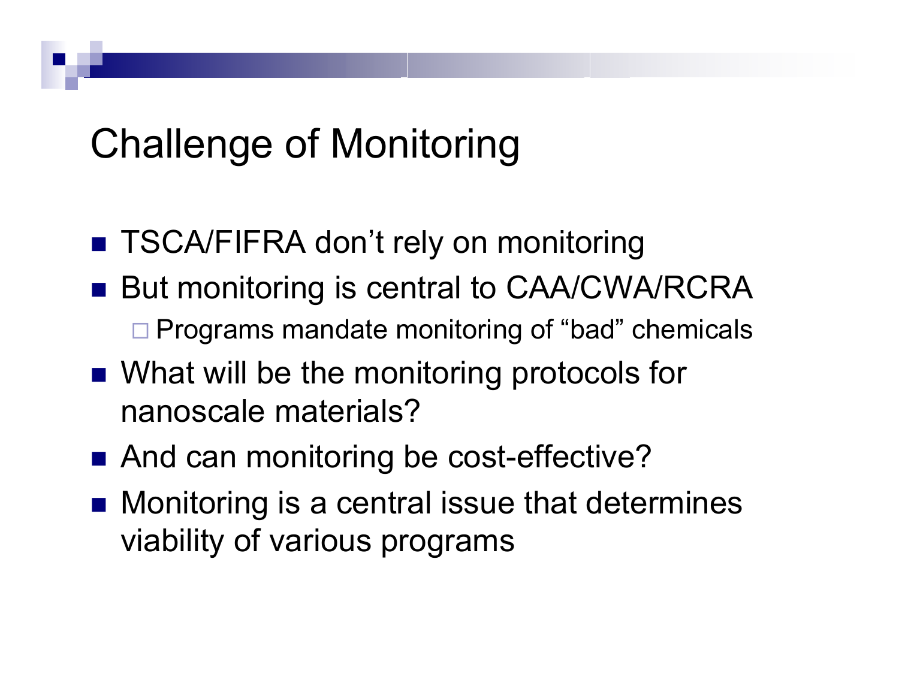# Challenge of Monitoring

- TSCA/FIFRA don’t rely on monitoring
- But monitoring is central to CAA/CWA/RCRA
  - Programs mandate monitoring of “bad” chemicals
- What will be the monitoring protocols for nanoscale materials?
- And can monitoring be cost-effective?
- Monitoring is a central issue that determines viability of various programs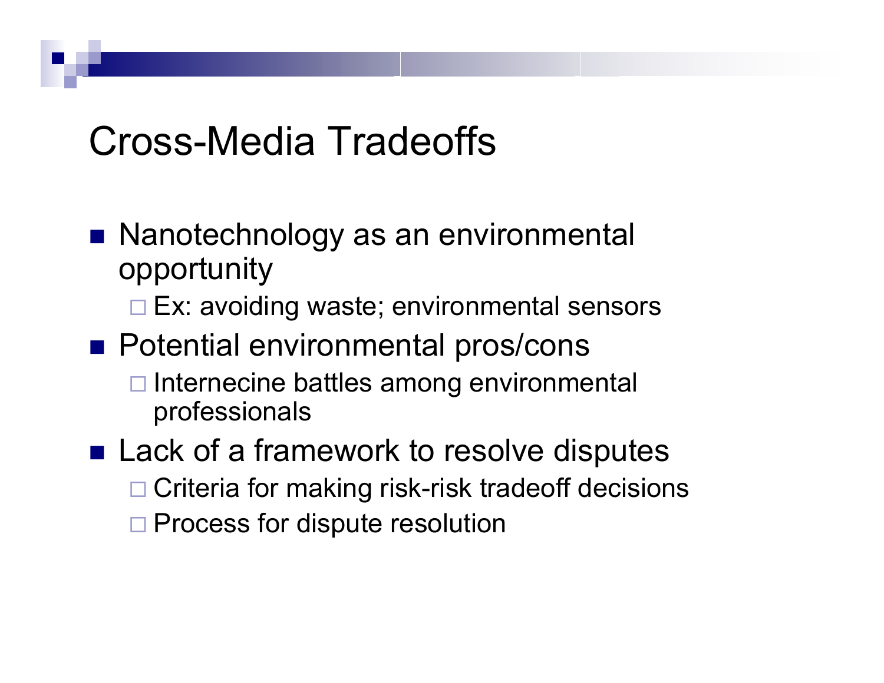# Cross-Media Tradeoffs

- Nanotechnology as an environmental opportunity
  - Ex: avoiding waste; environmental sensors
- Potential environmental pros/cons
  - Internecine battles among environmental professionals
- Lack of a framework to resolve disputes
  - Criteria for making risk-risk tradeoff decisions
  - Process for dispute resolution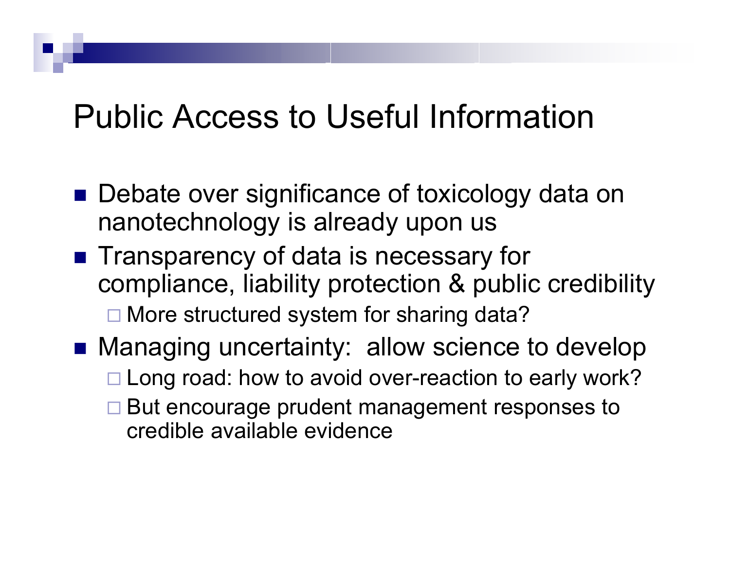# Public Access to Useful Information

- Debate over significance of toxicology data on nanotechnology is already upon us
- Transparency of data is necessary for compliance, liability protection & public credibility
  - More structured system for sharing data?
- Managing uncertainty: allow science to develop
  - Long road: how to avoid over-reaction to early work?
  - But encourage prudent management responses to credible available evidence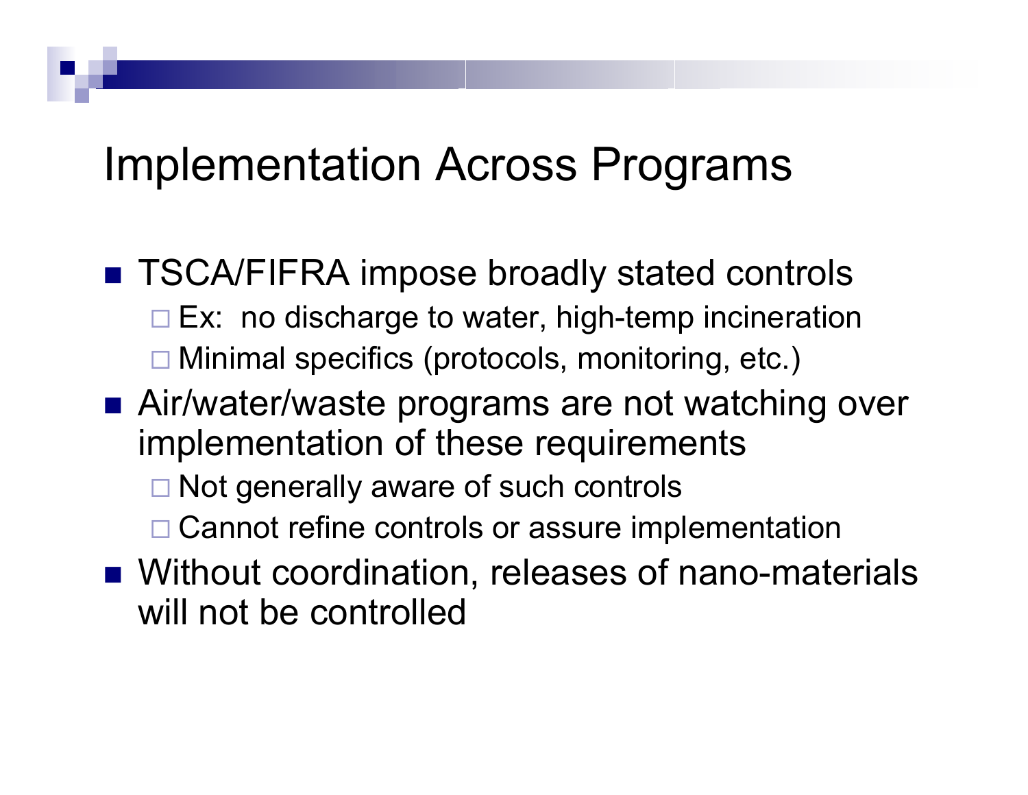# Implementation Across Programs

- TSCA/FIFRA impose broadly stated controls
  - Ex: no discharge to water, high-temp incineration
  - Minimal specifics (protocols, monitoring, etc.)
- Air/water/waste programs are not watching over implementation of these requirements
  - Not generally aware of such controls
  - Cannot refine controls or assure implementation
- Without coordination, releases of nano-materials will not be controlled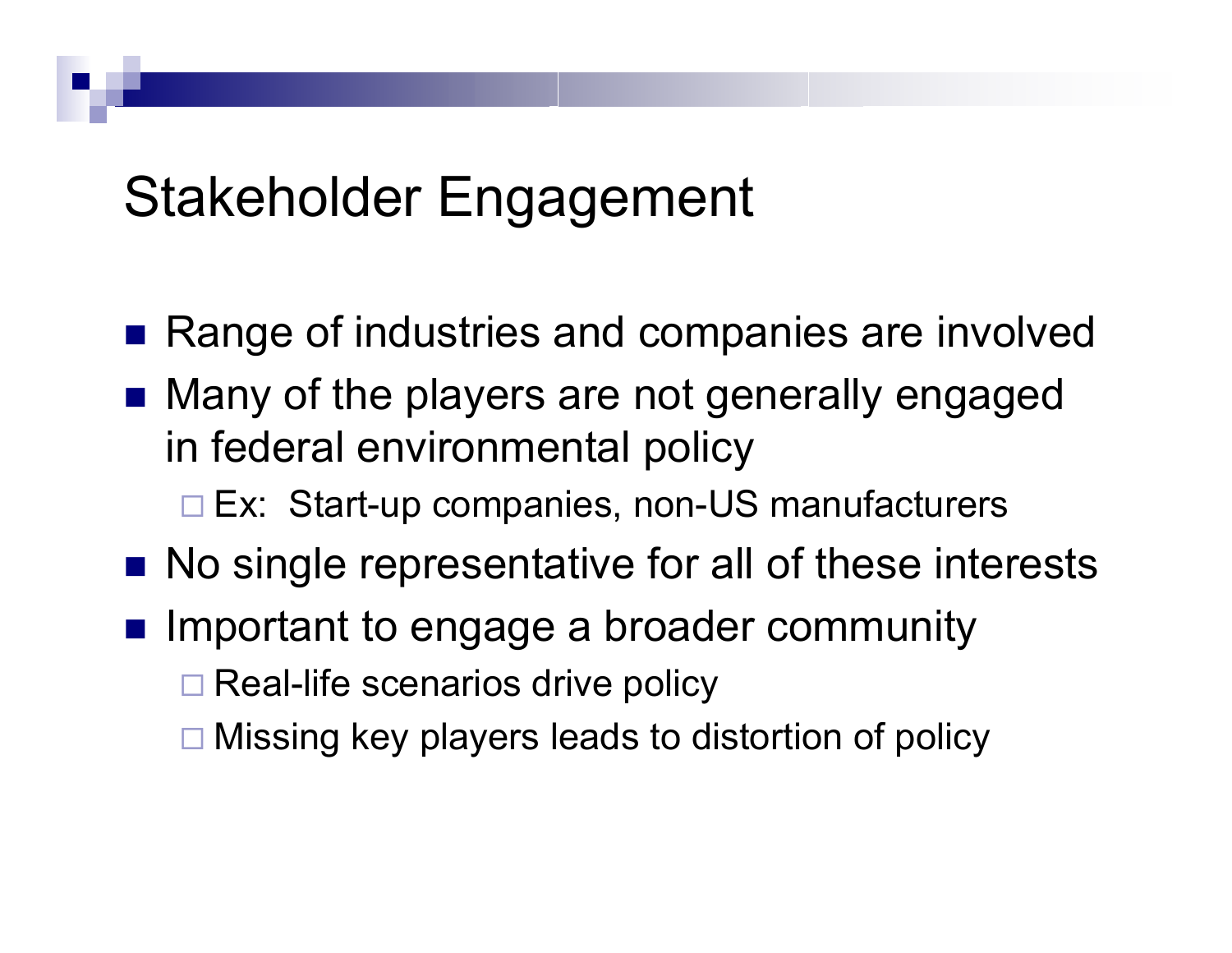# Stakeholder Engagement

- Range of industries and companies are involved
- Many of the players are not generally engaged in federal environmental policy
  - Ex: Start-up companies, non-US manufacturers
- No single representative for all of these interests
- Important to engage a broader community
  - Real-life scenarios drive policy
  - Missing key players leads to distortion of policy